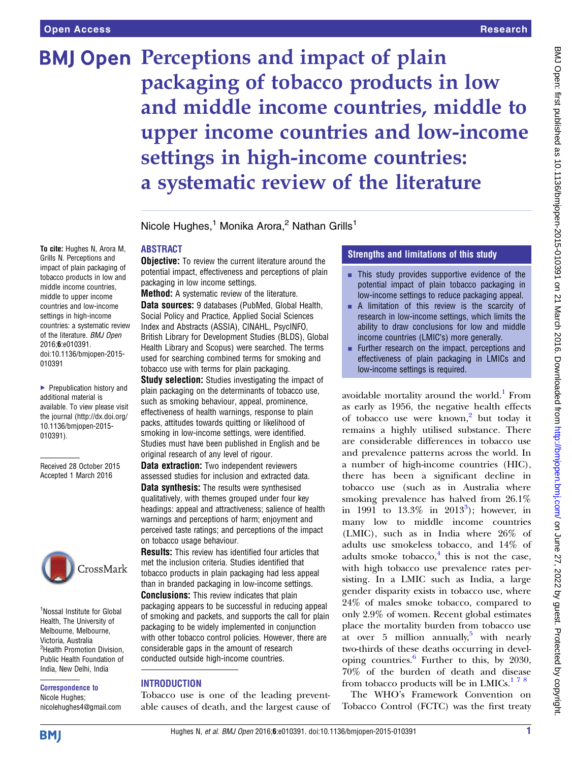# Perceptions and impact of plain packaging of tobacco products in low and middle income countries, middle to upper income countries and low-income settings in high-income countries: a systematic review of the literature

Nicole Hughes,[1] Monika Arora,[2] Nathan Grills[1]

**To cite:** Hughes N, Arora M, Grills N. Perceptions and impact of plain packaging of tobacco products in low and middle income countries, middle to upper income countries and low-income settings in high-income countries: a systematic review of the literature. *BMJ Open* 2016;**6**:e010391. doi:10.1136/bmjopen-2015-010391

▸ Prepublication history and additional material is available. To view please visit the journal (http://dx.doi.org/10.1136/bmjopen-2015-010391).

Received 28 October 2015
Accepted 1 March 2016

[1]Nossal Institute for Global Health, The University of Melbourne, Melbourne, Victoria, Australia
[2]Health Promotion Division, Public Health Foundation of India, New Delhi, India

**Correspondence to**
Nicole Hughes;
nicolehughes4@gmail.com

## ABSTRACT

**Objective:** To review the current literature around the potential impact, effectiveness and perceptions of plain packaging in low income settings.

**Method:** A systematic review of the literature.

**Data sources:** 9 databases (PubMed, Global Health, Social Policy and Practice, Applied Social Sciences Index and Abstracts (ASSIA), CINAHL, PsycINFO, British Library for Development Studies (BLDS), Global Health Library and Scopus) were searched. The terms used for searching combined terms for smoking and tobacco use with terms for plain packaging.

**Study selection:** Studies investigating the impact of plain packaging on the determinants of tobacco use, such as smoking behaviour, appeal, prominence, effectiveness of health warnings, response to plain packs, attitudes towards quitting or likelihood of smoking in low-income settings, were identified. Studies must have been published in English and be original research of any level of rigour.

**Data extraction:** Two independent reviewers assessed studies for inclusion and extracted data.

**Data synthesis:** The results were synthesised qualitatively, with themes grouped under four key headings: appeal and attractiveness; salience of health warnings and perceptions of harm; enjoyment and perceived taste ratings; and perceptions of the impact on tobacco usage behaviour.

**Results:** This review has identified four articles that met the inclusion criteria. Studies identified that tobacco products in plain packaging had less appeal than in branded packaging in low-income settings.

**Conclusions:** This review indicates that plain packaging appears to be successful in reducing appeal of smoking and packets, and supports the call for plain packaging to be widely implemented in conjunction with other tobacco control policies. However, there are considerable gaps in the amount of research conducted outside high-income countries.

## Strengths and limitations of this study

- This study provides supportive evidence of the potential impact of plain tobacco packaging in low-income settings to reduce packaging appeal.
- A limitation of this review is the scarcity of research in low-income settings, which limits the ability to draw conclusions for low and middle income countries (LMIC's) more generally.
- Further research on the impact, perceptions and effectiveness of plain packaging in LMICs and low-income settings is required.

## INTRODUCTION

Tobacco use is one of the leading preventable causes of death, and the largest cause of avoidable mortality around the world.[1] From as early as 1956, the negative health effects of tobacco use were known,[2] but today it remains a highly utilised substance. There are considerable differences in tobacco use and prevalence patterns across the world. In a number of high-income countries (HIC), there has been a significant decline in tobacco use (such as in Australia where smoking prevalence has halved from 26.1% in 1991 to 13.3% in 2013[3]); however, in many low to middle income countries (LMIC), such as in India where 26% of adults use smokeless tobacco, and 14% of adults smoke tobacco,[4] this is not the case, with high tobacco use prevalence rates persisting. In a LMIC such as India, a large gender disparity exists in tobacco use, where 24% of males smoke tobacco, compared to only 2.9% of women. Recent global estimates place the mortality burden from tobacco use at over 5 million annually,[5] with nearly two-thirds of these deaths occurring in developing countries.[6] Further to this, by 2030, 70% of the burden of death and disease from tobacco products will be in LMICs.[1 7 8]

The WHO's Framework Convention on Tobacco Control (FCTC) was the first treaty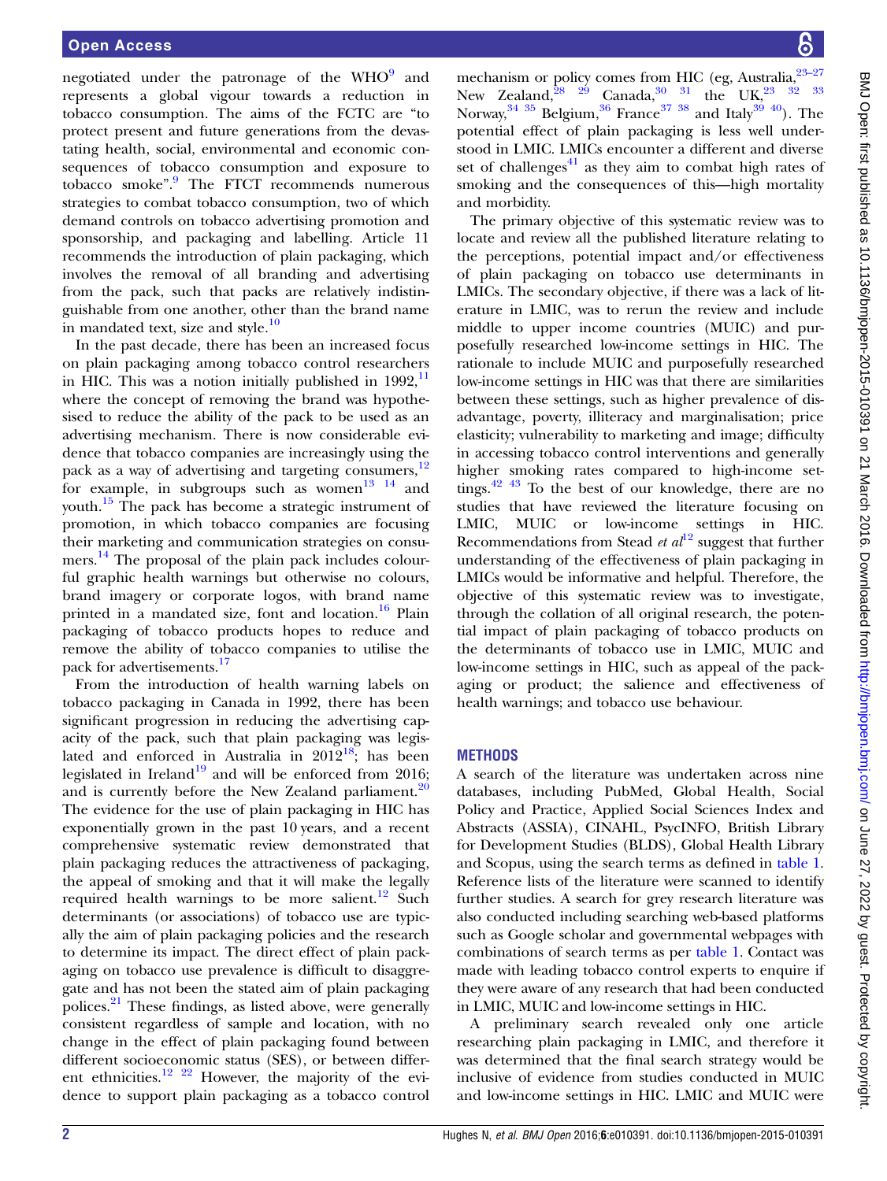negotiated under the patronage of the WHO[9] and represents a global vigour towards a reduction in tobacco consumption. The aims of the FCTC are "to protect present and future generations from the devastating health, social, environmental and economic consequences of tobacco consumption and exposure to tobacco smoke".[9] The FTCT recommends numerous strategies to combat tobacco consumption, two of which demand controls on tobacco advertising promotion and sponsorship, and packaging and labelling. Article 11 recommends the introduction of plain packaging, which involves the removal of all branding and advertising from the pack, such that packs are relatively indistinguishable from one another, other than the brand name in mandated text, size and style.[10]

In the past decade, there has been an increased focus on plain packaging among tobacco control researchers in HIC. This was a notion initially published in 1992,[11] where the concept of removing the brand was hypothesised to reduce the ability of the pack to be used as an advertising mechanism. There is now considerable evidence that tobacco companies are increasingly using the pack as a way of advertising and targeting consumers,[12] for example, in subgroups such as women[13 14] and youth.[15] The pack has become a strategic instrument of promotion, in which tobacco companies are focusing their marketing and communication strategies on consumers.[14] The proposal of the plain pack includes colourful graphic health warnings but otherwise no colours, brand imagery or corporate logos, with brand name printed in a mandated size, font and location.[16] Plain packaging of tobacco products hopes to reduce and remove the ability of tobacco companies to utilise the pack for advertisements.[17]

From the introduction of health warning labels on tobacco packaging in Canada in 1992, there has been significant progression in reducing the advertising capacity of the pack, such that plain packaging was legislated and enforced in Australia in 2012[18]; has been legislated in Ireland[19] and will be enforced from 2016; and is currently before the New Zealand parliament.[20] The evidence for the use of plain packaging in HIC has exponentially grown in the past 10 years, and a recent comprehensive systematic review demonstrated that plain packaging reduces the attractiveness of packaging, the appeal of smoking and that it will make the legally required health warnings to be more salient.[12] Such determinants (or associations) of tobacco use are typically the aim of plain packaging policies and the research to determine its impact. The direct effect of plain packaging on tobacco use prevalence is difficult to disaggregate and has not been the stated aim of plain packaging polices.[21] These findings, as listed above, were generally consistent regardless of sample and location, with no change in the effect of plain packaging found between different socioeconomic status (SES), or between different ethnicities.[12 22] However, the majority of the evidence to support plain packaging as a tobacco control mechanism or policy comes from HIC (eg, Australia,[23–27] New Zealand,[28 29] Canada,[30 31] the UK,[23 32 33] Norway,[34 35] Belgium,[36] France[37 38] and Italy[39 40]). The potential effect of plain packaging is less well understood in LMIC. LMICs encounter a different and diverse set of challenges[41] as they aim to combat high rates of smoking and the consequences of this—high mortality and morbidity.

The primary objective of this systematic review was to locate and review all the published literature relating to the perceptions, potential impact and/or effectiveness of plain packaging on tobacco use determinants in LMICs. The secondary objective, if there was a lack of literature in LMIC, was to rerun the review and include middle to upper income countries (MUIC) and purposefully researched low-income settings in HIC. The rationale to include MUIC and purposefully researched low-income settings in HIC was that there are similarities between these settings, such as higher prevalence of disadvantage, poverty, illiteracy and marginalisation; price elasticity; vulnerability to marketing and image; difficulty in accessing tobacco control interventions and generally higher smoking rates compared to high-income settings.[42 43] To the best of our knowledge, there are no studies that have reviewed the literature focusing on LMIC, MUIC or low-income settings in HIC. Recommendations from Stead *et al*[12] suggest that further understanding of the effectiveness of plain packaging in LMICs would be informative and helpful. Therefore, the objective of this systematic review was to investigate, through the collation of all original research, the potential impact of plain packaging of tobacco products on the determinants of tobacco use in LMIC, MUIC and low-income settings in HIC, such as appeal of the packaging or product; the salience and effectiveness of health warnings; and tobacco use behaviour.

## METHODS

A search of the literature was undertaken across nine databases, including PubMed, Global Health, Social Policy and Practice, Applied Social Sciences Index and Abstracts (ASSIA), CINAHL, PsycINFO, British Library for Development Studies (BLDS), Global Health Library and Scopus, using the search terms as defined in table 1. Reference lists of the literature were scanned to identify further studies. A search for grey research literature was also conducted including searching web-based platforms such as Google scholar and governmental webpages with combinations of search terms as per table 1. Contact was made with leading tobacco control experts to enquire if they were aware of any research that had been conducted in LMIC, MUIC and low-income settings in HIC.

A preliminary search revealed only one article researching plain packaging in LMIC, and therefore it was determined that the final search strategy would be inclusive of evidence from studies conducted in MUIC and low-income settings in HIC. LMIC and MUIC were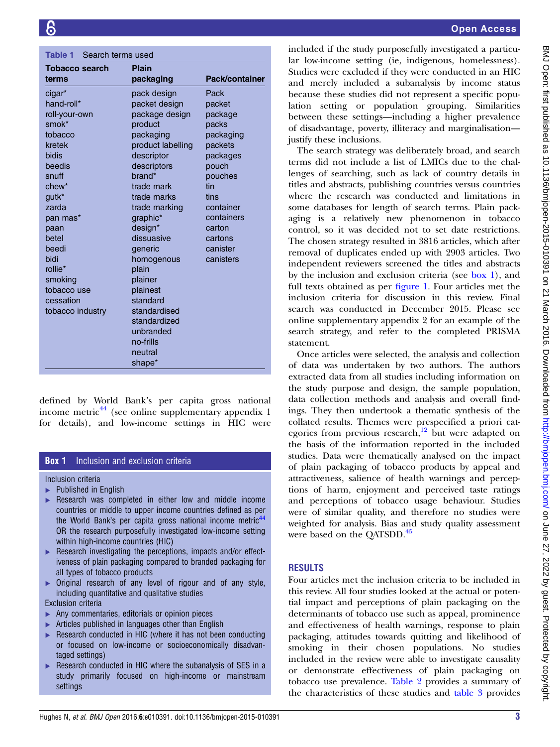**Table 1** Search terms used

| Tobacco search terms | Plain packaging | Pack/container |
|---|---|---|
| cigar* | pack design | Pack |
| hand-roll* | packet design | packet |
| roll-your-own | package design | package |
| smok* | product | packs |
| tobacco | packaging | packaging |
| kretek | product labelling | packets |
| bidis | descriptor | packages |
| beedis | descriptors | pouch |
| snuff | brand* | pouches |
| chew* | trade mark | tin |
| gutk* | trade marks | tins |
| zarda | trade marking | container |
| pan mas* | graphic* | containers |
| paan | design* | carton |
| betel | dissuasive | cartons |
| beedi | generic | canister |
| bidi | homogenous | canisters |
| rollie* | plain | |
| smoking | plainer | |
| tobacco use | plainest | |
| cessation | standard | |
| tobacco industry | standardised | |
| | standardized | |
| | unbranded | |
| | no-frills | |
| | neutral | |
| | shape* | |

defined by World Bank's per capita gross national income metric[44] (see online supplementary appendix 1 for details), and low-income settings in HIC were included if the study purposefully investigated a particular low-income setting (ie, indigenous, homelessness). Studies were excluded if they were conducted in an HIC and merely included a subanalysis by income status because these studies did not represent a specific population setting or population grouping. Similarities between these settings—including a higher prevalence of disadvantage, poverty, illiteracy and marginalisation—justify these inclusions.

**Box 1** Inclusion and exclusion criteria

Inclusion criteria

- Published in English
- Research was completed in either low and middle income countries or middle to upper income countries defined as per the World Bank's per capita gross national income metric[44] OR the research purposefully investigated low-income setting within high-income countries (HIC)
- Research investigating the perceptions, impacts and/or effectiveness of plain packaging compared to branded packaging for all types of tobacco products
- Original research of any level of rigour and of any style, including quantitative and qualitative studies

Exclusion criteria

- Any commentaries, editorials or opinion pieces
- Articles published in languages other than English
- Research conducted in HIC (where it has not been conducting or focused on low-income or socioeconomically disadvantaged settings)
- Research conducted in HIC where the subanalysis of SES in a study primarily focused on high-income or mainstream settings

The search strategy was deliberately broad, and search terms did not include a list of LMICs due to the challenges of searching, such as lack of country details in titles and abstracts, publishing countries versus countries where the research was conducted and limitations in some databases for length of search terms. Plain packaging is a relatively new phenomenon in tobacco control, so it was decided not to set date restrictions. The chosen strategy resulted in 3816 articles, which after removal of duplicates ended up with 2903 articles. Two independent reviewers screened the titles and abstracts by the inclusion and exclusion criteria (see box 1), and full texts obtained as per figure 1. Four articles met the inclusion criteria for discussion in this review. Final search was conducted in December 2015. Please see online supplementary appendix 2 for an example of the search strategy, and refer to the completed PRISMA statement.

Once articles were selected, the analysis and collection of data was undertaken by two authors. The authors extracted data from all studies including information on the study purpose and design, the sample population, data collection methods and analysis and overall findings. They then undertook a thematic synthesis of the collated results. Themes were prespecified a priori categories from previous research,[12] but were adapted on the basis of the information reported in the included studies. Data were thematically analysed on the impact of plain packaging of tobacco products by appeal and attractiveness, salience of health warnings and perceptions of harm, enjoyment and perceived taste ratings and perceptions of tobacco usage behaviour. Studies were of similar quality, and therefore no studies were weighted for analysis. Bias and study quality assessment were based on the QATSDD.[45]

## RESULTS

Four articles met the inclusion criteria to be included in this review. All four studies looked at the actual or potential impact and perceptions of plain packaging on the determinants of tobacco use such as appeal, prominence and effectiveness of health warnings, response to plain packaging, attitudes towards quitting and likelihood of smoking in their chosen populations. No studies included in the review were able to investigate causality or demonstrate effectiveness of plain packaging on tobacco use prevalence. Table 2 provides a summary of the characteristics of these studies and table 3 provides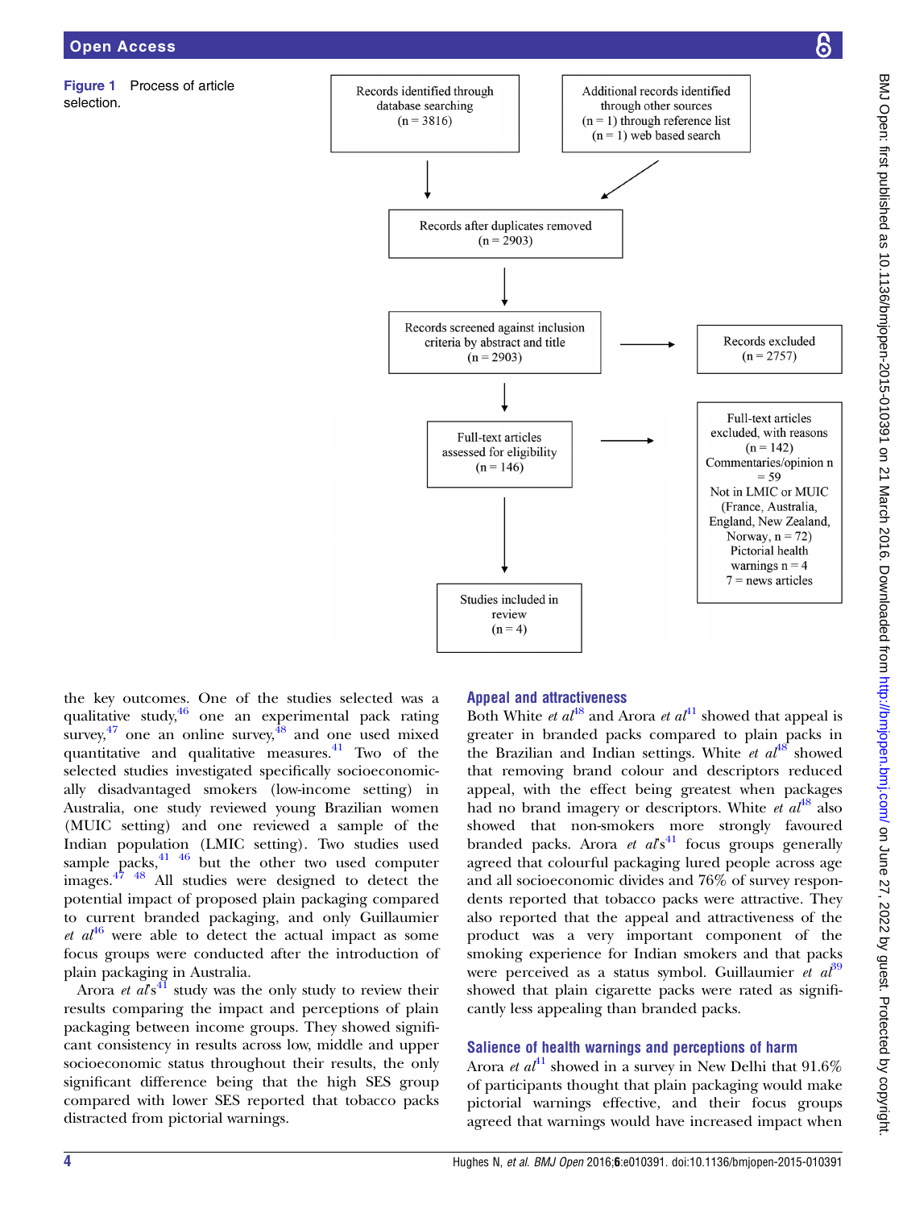**Figure 1** Process of article selection.

Records identified through database searching (n = 3816)

Additional records identified through other sources (n = 1) through reference list (n = 1) web based search

Records after duplicates removed (n = 2903)

Records screened against inclusion criteria by abstract and title (n = 2903)

Records excluded (n = 2757)

Full-text articles assessed for eligibility (n = 146)

Full-text articles excluded, with reasons (n = 142) Commentaries/opinion n = 59 Not in LMIC or MUIC (France, Australia, England, New Zealand, Norway, n = 72) Pictorial health warnings n = 4 7 = news articles

Studies included in review (n = 4)

the key outcomes. One of the studies selected was a qualitative study,[46] one an experimental pack rating survey,[47] one an online survey,[48] and one used mixed quantitative and qualitative measures.[41] Two of the selected studies investigated specifically socioeconomically disadvantaged smokers (low-income setting) in Australia, one study reviewed young Brazilian women (MUIC setting) and one reviewed a sample of the Indian population (LMIC setting). Two studies used sample packs,[41 46] but the other two used computer images.[47 48] All studies were designed to detect the potential impact of proposed plain packaging compared to current branded packaging, and only Guillaumier *et al*[46] were able to detect the actual impact as some focus groups were conducted after the introduction of plain packaging in Australia.

Arora *et al*'s[41] study was the only study to review their results comparing the impact and perceptions of plain packaging between income groups. They showed significant consistency in results across low, middle and upper socioeconomic status throughout their results, the only significant difference being that the high SES group compared with lower SES reported that tobacco packs distracted from pictorial warnings.

## Appeal and attractiveness

Both White *et al*[48] and Arora *et al*[41] showed that appeal is greater in branded packs compared to plain packs in the Brazilian and Indian settings. White *et al*[48] showed that removing brand colour and descriptors reduced appeal, with the effect being greatest when packages had no brand imagery or descriptors. White *et al*[48] also showed that non-smokers more strongly favoured branded packs. Arora *et al*'s[41] focus groups generally agreed that colourful packaging lured people across age and all socioeconomic divides and 76% of survey respondents reported that tobacco packs were attractive. They also reported that the appeal and attractiveness of the product was a very important component of the smoking experience for Indian smokers and that packs were perceived as a status symbol. Guillaumier *et al*[39] showed that plain cigarette packs were rated as significantly less appealing than branded packs.

## Salience of health warnings and perceptions of harm

Arora *et al*[41] showed in a survey in New Delhi that 91.6% of participants thought that plain packaging would make pictorial warnings effective, and their focus groups agreed that warnings would have increased impact when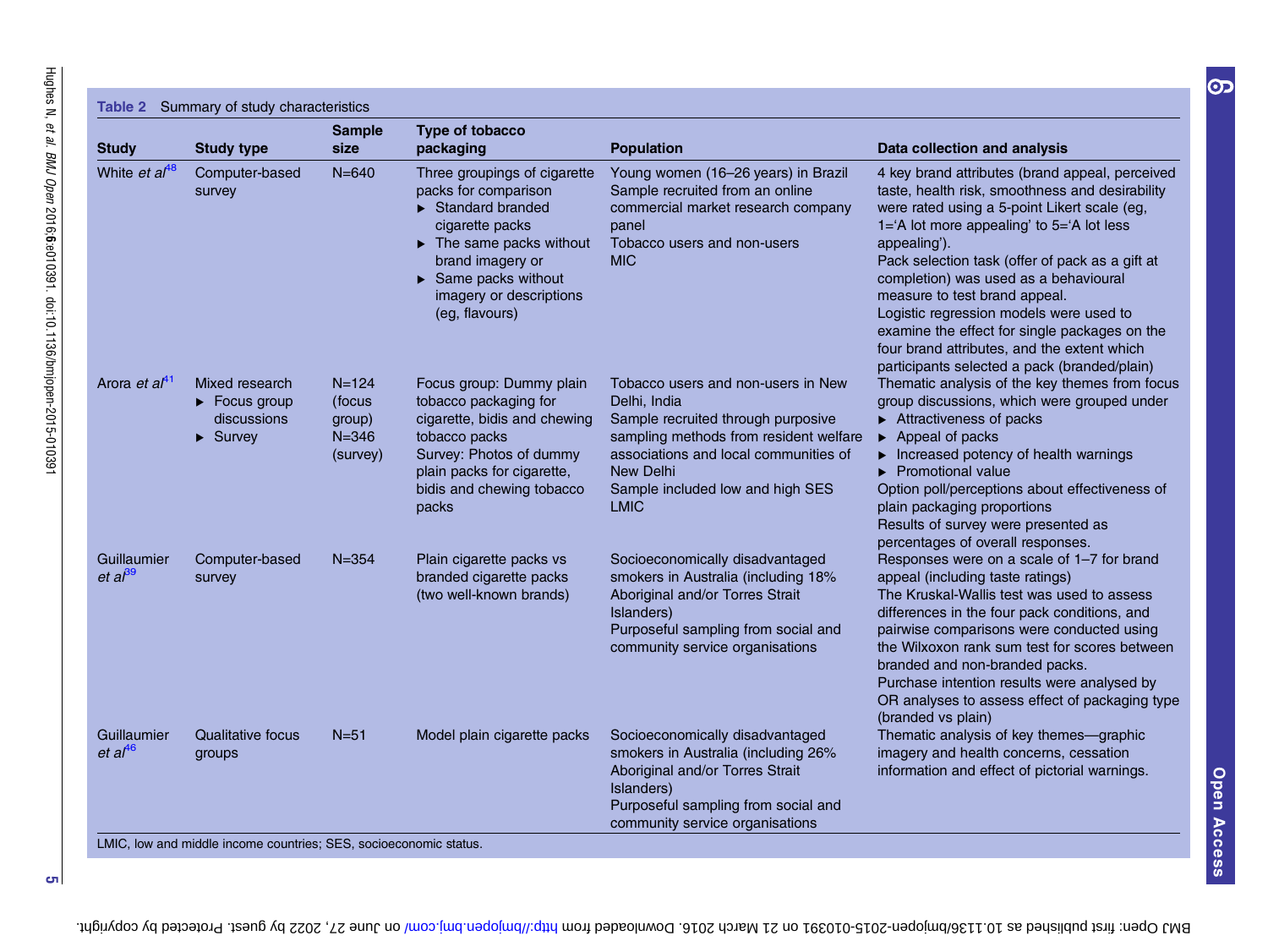**Table 2** Summary of study characteristics

| Study | Study type | Sample size | Type of tobacco packaging | Population | Data collection and analysis |
|---|---|---|---|---|---|
| White *et al*[48] | Computer-based survey | N=640 | Three groupings of cigarette packs for comparison ▶ Standard branded cigarette packs ▶ The same packs without brand imagery or ▶ Same packs without imagery or descriptions (eg, flavours) | Young women (16–26 years) in Brazil Sample recruited from an online commercial market research company panel Tobacco users and non-users MIC | 4 key brand attributes (brand appeal, perceived taste, health risk, smoothness and desirability were rated using a 5-point Likert scale (eg, 1='A lot more appealing' to 5='A lot less appealing'). Pack selection task (offer of pack as a gift at completion) was used as a behavioural measure to test brand appeal. Logistic regression models were used to examine the effect for single packages on the four brand attributes, and the extent which participants selected a pack (branded/plain) |
| Arora *et al*[41] | Mixed research ▶ Focus group discussions ▶ Survey | N=124 (focus group) N=346 (survey) | Focus group: Dummy plain tobacco packaging for cigarette, bidis and chewing tobacco packs Survey: Photos of dummy plain packs for cigarette, bidis and chewing tobacco packs | Tobacco users and non-users in New Delhi, India Sample recruited through purposive sampling methods from resident welfare associations and local communities of New Delhi Sample included low and high SES LMIC | Thematic analysis of the key themes from focus group discussions, which were grouped under ▶ Attractiveness of packs ▶ Appeal of packs ▶ Increased potency of health warnings ▶ Promotional value Option poll/perceptions about effectiveness of plain packaging proportions Results of survey were presented as percentages of overall responses. |
| Guillaumier *et al*[39] | Computer-based survey | N=354 | Plain cigarette packs vs branded cigarette packs (two well-known brands) | Socioeconomically disadvantaged smokers in Australia (including 18% Aboriginal and/or Torres Strait Islanders) Purposeful sampling from social and community service organisations | Responses were on a scale of 1–7 for brand appeal (including taste ratings) The Kruskal-Wallis test was used to assess differences in the four pack conditions, and pairwise comparisons were conducted using the Wilxoxon rank sum test for scores between branded and non-branded packs. Purchase intention results were analysed by OR analyses to assess effect of packaging type (branded vs plain) |
| Guillaumier *et al*[46] | Qualitative focus groups | N=51 | Model plain cigarette packs | Socioeconomically disadvantaged smokers in Australia (including 26% Aboriginal and/or Torres Strait Islanders) Purposeful sampling from social and community service organisations | Thematic analysis of key themes—graphic imagery and health concerns, cessation information and effect of pictorial warnings. |

LMIC, low and middle income countries; SES, socioeconomic status.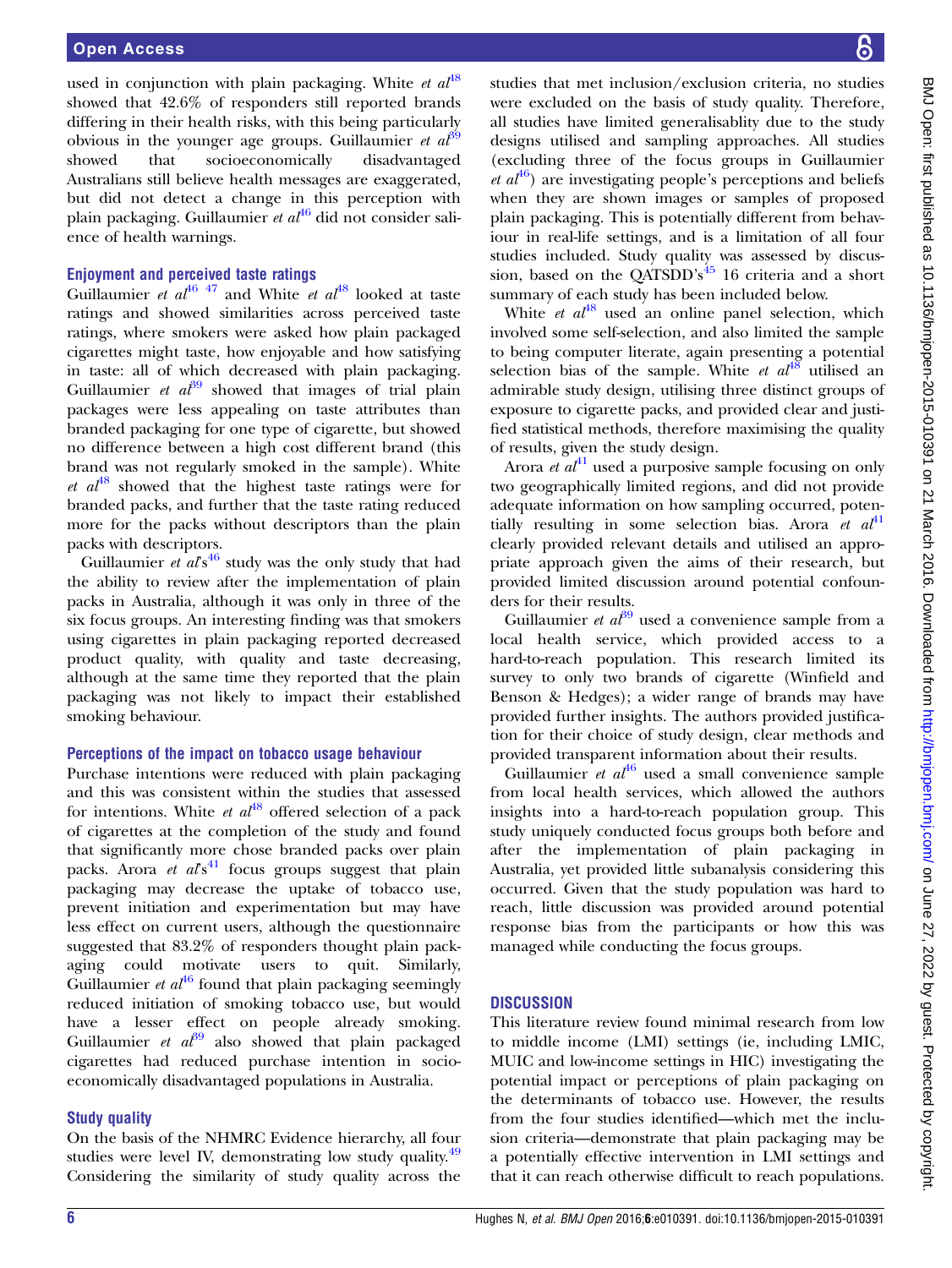used in conjunction with plain packaging. White *et al*[48] showed that 42.6% of responders still reported brands differing in their health risks, with this being particularly obvious in the younger age groups. Guillaumier *et al*[39] showed that socioeconomically disadvantaged Australians still believe health messages are exaggerated, but did not detect a change in this perception with plain packaging. Guillaumier *et al*[46] did not consider salience of health warnings.

### Enjoyment and perceived taste ratings

Guillaumier *et al*[46 47] and White *et al*[48] looked at taste ratings and showed similarities across perceived taste ratings, where smokers were asked how plain packaged cigarettes might taste, how enjoyable and how satisfying in taste: all of which decreased with plain packaging. Guillaumier *et al*[39] showed that images of trial plain packages were less appealing on taste attributes than branded packaging for one type of cigarette, but showed no difference between a high cost different brand (this brand was not regularly smoked in the sample). White *et al*[48] showed that the highest taste ratings were for branded packs, and further that the taste rating reduced more for the packs without descriptors than the plain packs with descriptors.

Guillaumier *et al*'s[46] study was the only study that had the ability to review after the implementation of plain packs in Australia, although it was only in three of the six focus groups. An interesting finding was that smokers using cigarettes in plain packaging reported decreased product quality, with quality and taste decreasing, although at the same time they reported that the plain packaging was not likely to impact their established smoking behaviour.

### Perceptions of the impact on tobacco usage behaviour

Purchase intentions were reduced with plain packaging and this was consistent within the studies that assessed for intentions. White *et al*[48] offered selection of a pack of cigarettes at the completion of the study and found that significantly more chose branded packs over plain packs. Arora *et al*'s[41] focus groups suggest that plain packaging may decrease the uptake of tobacco use, prevent initiation and experimentation but may have less effect on current users, although the questionnaire suggested that 83.2% of responders thought plain packaging could motivate users to quit. Similarly, Guillaumier *et al*[46] found that plain packaging seemingly reduced initiation of smoking tobacco use, but would have a lesser effect on people already smoking. Guillaumier *et al*[39] also showed that plain packaged cigarettes had reduced purchase intention in socioeconomically disadvantaged populations in Australia.

### Study quality

On the basis of the NHMRC Evidence hierarchy, all four studies were level IV, demonstrating low study quality.[49] Considering the similarity of study quality across the studies that met inclusion/exclusion criteria, no studies were excluded on the basis of study quality. Therefore, all studies have limited generalisablity due to the study designs utilised and sampling approaches. All studies (excluding three of the focus groups in Guillaumier *et al*[46]) are investigating people's perceptions and beliefs when they are shown images or samples of proposed plain packaging. This is potentially different from behaviour in real-life settings, and is a limitation of all four studies included. Study quality was assessed by discussion, based on the QATSDD's[45] 16 criteria and a short summary of each study has been included below.

White *et al*[48] used an online panel selection, which involved some self-selection, and also limited the sample to being computer literate, again presenting a potential selection bias of the sample. White *et al*[48] utilised an admirable study design, utilising three distinct groups of exposure to cigarette packs, and provided clear and justified statistical methods, therefore maximising the quality of results, given the study design.

Arora *et al*[41] used a purposive sample focusing on only two geographically limited regions, and did not provide adequate information on how sampling occurred, potentially resulting in some selection bias. Arora *et al*[41] clearly provided relevant details and utilised an appropriate approach given the aims of their research, but provided limited discussion around potential confounders for their results.

Guillaumier *et al*[39] used a convenience sample from a local health service, which provided access to a hard-to-reach population. This research limited its survey to only two brands of cigarette (Winfield and Benson & Hedges); a wider range of brands may have provided further insights. The authors provided justification for their choice of study design, clear methods and provided transparent information about their results.

Guillaumier *et al*[46] used a small convenience sample from local health services, which allowed the authors insights into a hard-to-reach population group. This study uniquely conducted focus groups both before and after the implementation of plain packaging in Australia, yet provided little subanalysis considering this occurred. Given that the study population was hard to reach, little discussion was provided around potential response bias from the participants or how this was managed while conducting the focus groups.

## DISCUSSION

This literature review found minimal research from low to middle income (LMI) settings (ie, including LMIC, MUIC and low-income settings in HIC) investigating the potential impact or perceptions of plain packaging on the determinants of tobacco use. However, the results from the four studies identified—which met the inclusion criteria—demonstrate that plain packaging may be a potentially effective intervention in LMI settings and that it can reach otherwise difficult to reach populations.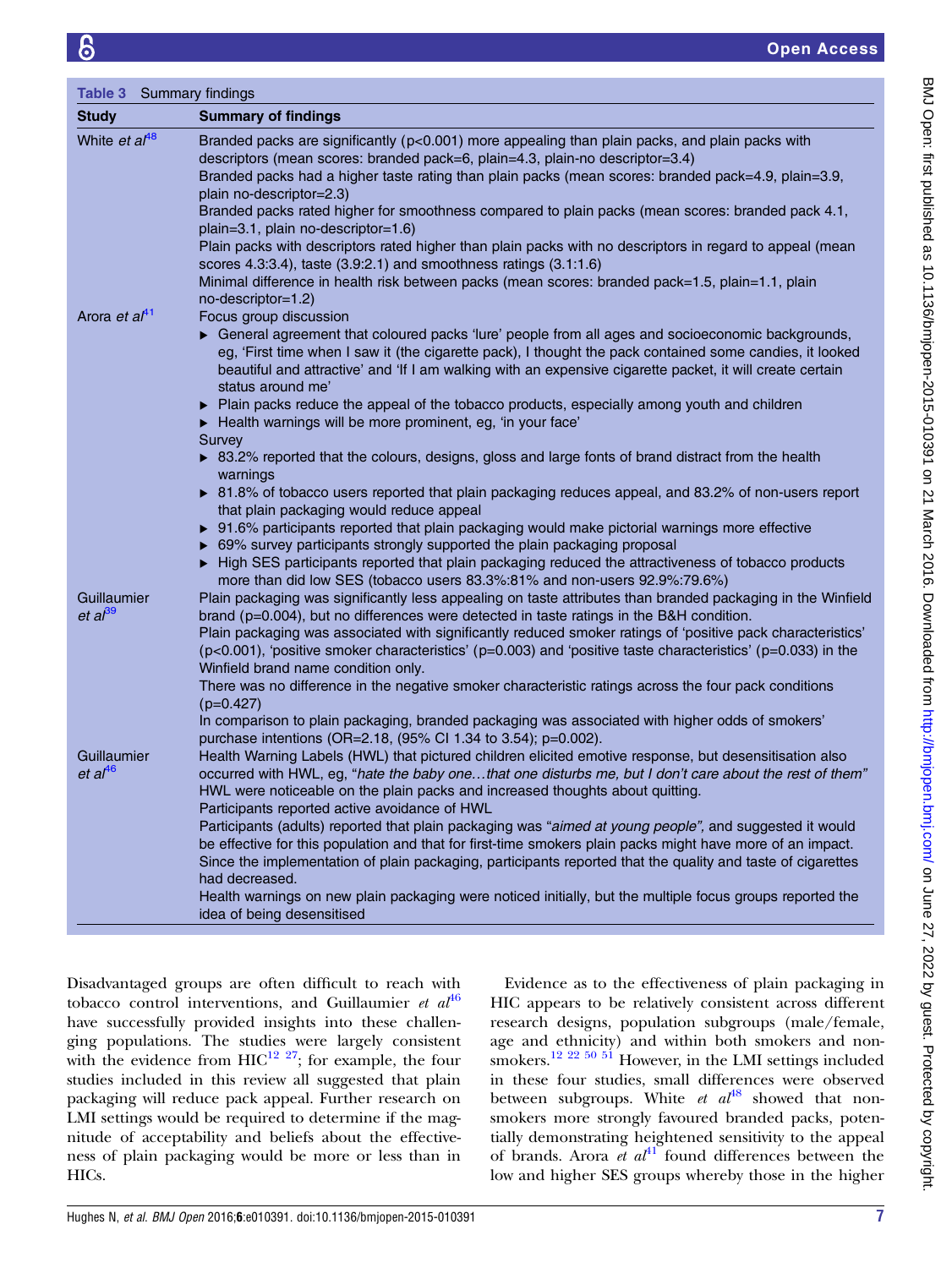**Table 3** Summary findings

| Study | Summary of findings |
|---|---|
| White *et al*[48] | Branded packs are significantly (p<0.001) more appealing than plain packs, and plain packs with descriptors (mean scores: branded pack=6, plain=4.3, plain-no descriptor=3.4)<br>Branded packs had a higher taste rating than plain packs (mean scores: branded pack=4.9, plain=3.9, plain no-descriptor=2.3)<br>Branded packs rated higher for smoothness compared to plain packs (mean scores: branded pack 4.1, plain=3.1, plain no-descriptor=1.6)<br>Plain packs with descriptors rated higher than plain packs with no descriptors in regard to appeal (mean scores 4.3:3.4), taste (3.9:2.1) and smoothness ratings (3.1:1.6)<br>Minimal difference in health risk between packs (mean scores: branded pack=1.5, plain=1.1, plain no-descriptor=1.2) |
| Arora *et al*[41] | Focus group discussion<br>▸ General agreement that coloured packs 'lure' people from all ages and socioeconomic backgrounds, eg, 'First time when I saw it (the cigarette pack), I thought the pack contained some candies, it looked beautiful and attractive' and 'If I am walking with an expensive cigarette packet, it will create certain status around me'<br>▸ Plain packs reduce the appeal of the tobacco products, especially among youth and children<br>▸ Health warnings will be more prominent, eg, 'in your face'<br>Survey<br>▸ 83.2% reported that the colours, designs, gloss and large fonts of brand distract from the health warnings<br>▸ 81.8% of tobacco users reported that plain packaging reduces appeal, and 83.2% of non-users report that plain packaging would reduce appeal<br>▸ 91.6% participants reported that plain packaging would make pictorial warnings more effective<br>▸ 69% survey participants strongly supported the plain packaging proposal<br>▸ High SES participants reported that plain packaging reduced the attractiveness of tobacco products more than did low SES (tobacco users 83.3%:81% and non-users 92.9%:79.6%) |
| Guillaumier *et al*[39] | Plain packaging was significantly less appealing on taste attributes than branded packaging in the Winfield brand (p=0.004), but no differences were detected in taste ratings in the B&H condition.<br>Plain packaging was associated with significantly reduced smoker ratings of 'positive pack characteristics' (p<0.001), 'positive smoker characteristics' (p=0.003) and 'positive taste characteristics' (p=0.033) in the Winfield brand name condition only.<br>There was no difference in the negative smoker characteristic ratings across the four pack conditions (p=0.427)<br>In comparison to plain packaging, branded packaging was associated with higher odds of smokers' purchase intentions (OR=2.18, (95% CI 1.34 to 3.54); p=0.002). |
| Guillaumier *et al*[46] | Health Warning Labels (HWL) that pictured children elicited emotive response, but desensitisation also occurred with HWL, eg, "*hate the baby one…that one disturbs me, but I don't care about the rest of them*"<br>HWL were noticeable on the plain packs and increased thoughts about quitting.<br>Participants reported active avoidance of HWL<br>Participants (adults) reported that plain packaging was "*aimed at young people",* and suggested it would be effective for this population and that for first-time smokers plain packs might have more of an impact.<br>Since the implementation of plain packaging, participants reported that the quality and taste of cigarettes had decreased.<br>Health warnings on new plain packaging were noticed initially, but the multiple focus groups reported the idea of being desensitised |

Disadvantaged groups are often difficult to reach with tobacco control interventions, and Guillaumier *et al*[46] have successfully provided insights into these challenging populations. The studies were largely consistent with the evidence from HIC[12 27]; for example, the four studies included in this review all suggested that plain packaging will reduce pack appeal. Further research on LMI settings would be required to determine if the magnitude of acceptability and beliefs about the effectiveness of plain packaging would be more or less than in HICs.

Evidence as to the effectiveness of plain packaging in HIC appears to be relatively consistent across different research designs, population subgroups (male/female, age and ethnicity) and within both smokers and non-smokers.[12 22 50 51] However, in the LMI settings included in these four studies, small differences were observed between subgroups. White *et al*[48] showed that non-smokers more strongly favoured branded packs, potentially demonstrating heightened sensitivity to the appeal of brands. Arora *et al*[41] found differences between the low and higher SES groups whereby those in the higher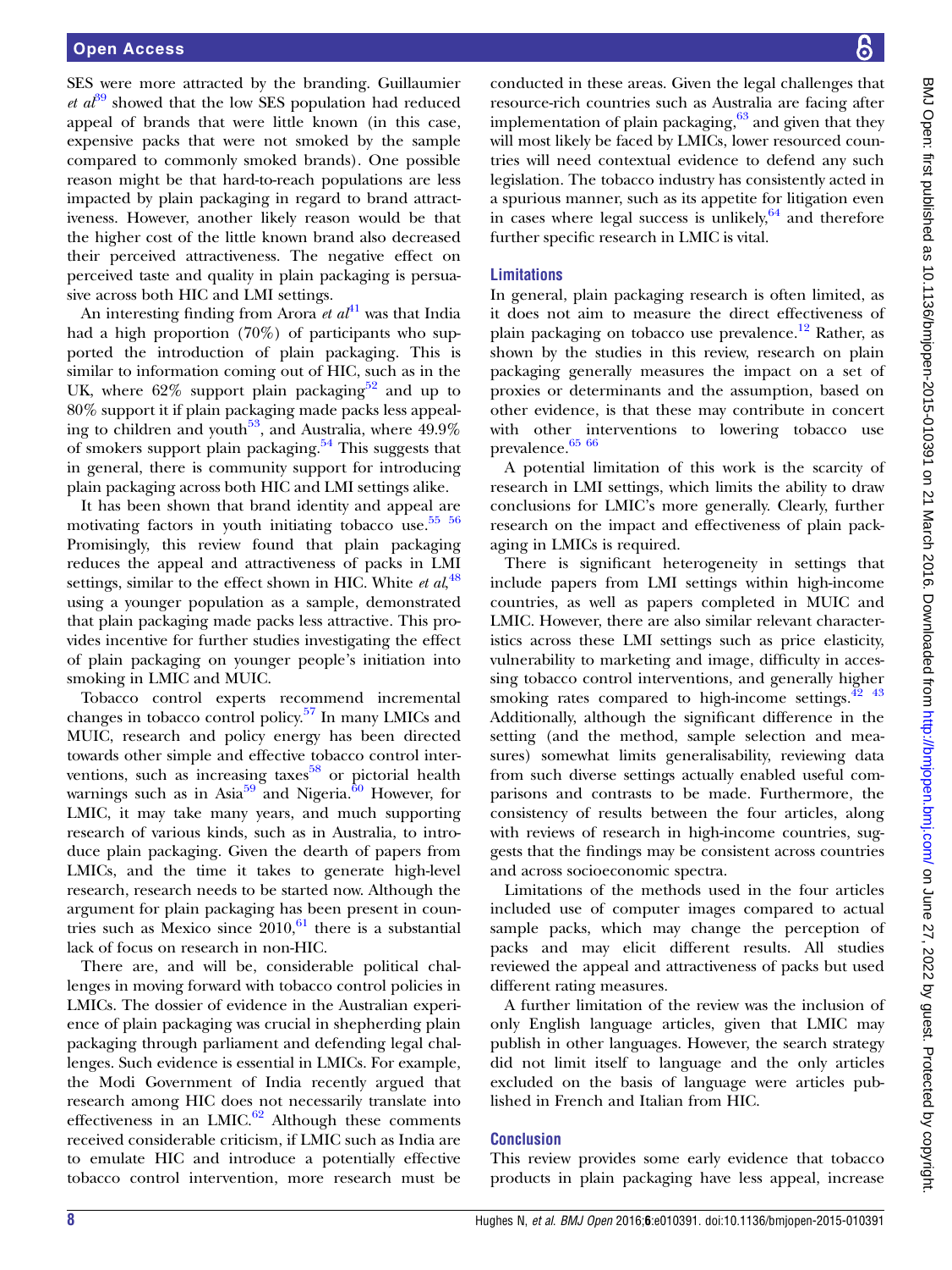SES were more attracted by the branding. Guillaumier *et al*[39] showed that the low SES population had reduced appeal of brands that were little known (in this case, expensive packs that were not smoked by the sample compared to commonly smoked brands). One possible reason might be that hard-to-reach populations are less impacted by plain packaging in regard to brand attractiveness. However, another likely reason would be that the higher cost of the little known brand also decreased their perceived attractiveness. The negative effect on perceived taste and quality in plain packaging is persuasive across both HIC and LMI settings.

An interesting finding from Arora *et al*[41] was that India had a high proportion (70%) of participants who supported the introduction of plain packaging. This is similar to information coming out of HIC, such as in the UK, where 62% support plain packaging[52] and up to 80% support it if plain packaging made packs less appealing to children and youth[53], and Australia, where 49.9% of smokers support plain packaging.[54] This suggests that in general, there is community support for introducing plain packaging across both HIC and LMI settings alike.

It has been shown that brand identity and appeal are motivating factors in youth initiating tobacco use.[55 56] Promisingly, this review found that plain packaging reduces the appeal and attractiveness of packs in LMI settings, similar to the effect shown in HIC. White *et al*,[48] using a younger population as a sample, demonstrated that plain packaging made packs less attractive. This provides incentive for further studies investigating the effect of plain packaging on younger people's initiation into smoking in LMIC and MUIC.

Tobacco control experts recommend incremental changes in tobacco control policy.[57] In many LMICs and MUIC, research and policy energy has been directed towards other simple and effective tobacco control interventions, such as increasing taxes[58] or pictorial health warnings such as in Asia[59] and Nigeria.[60] However, for LMIC, it may take many years, and much supporting research of various kinds, such as in Australia, to introduce plain packaging. Given the dearth of papers from LMICs, and the time it takes to generate high-level research, research needs to be started now. Although the argument for plain packaging has been present in countries such as Mexico since 2010,[61] there is a substantial lack of focus on research in non-HIC.

There are, and will be, considerable political challenges in moving forward with tobacco control policies in LMICs. The dossier of evidence in the Australian experience of plain packaging was crucial in shepherding plain packaging through parliament and defending legal challenges. Such evidence is essential in LMICs. For example, the Modi Government of India recently argued that research among HIC does not necessarily translate into effectiveness in an LMIC.[62] Although these comments received considerable criticism, if LMIC such as India are to emulate HIC and introduce a potentially effective tobacco control intervention, more research must be conducted in these areas. Given the legal challenges that resource-rich countries such as Australia are facing after implementation of plain packaging,[63] and given that they will most likely be faced by LMICs, lower resourced countries will need contextual evidence to defend any such legislation. The tobacco industry has consistently acted in a spurious manner, such as its appetite for litigation even in cases where legal success is unlikely,[64] and therefore further specific research in LMIC is vital.

## Limitations

In general, plain packaging research is often limited, as it does not aim to measure the direct effectiveness of plain packaging on tobacco use prevalence.[12] Rather, as shown by the studies in this review, research on plain packaging generally measures the impact on a set of proxies or determinants and the assumption, based on other evidence, is that these may contribute in concert with other interventions to lowering tobacco use prevalence.[65 66]

A potential limitation of this work is the scarcity of research in LMI settings, which limits the ability to draw conclusions for LMIC's more generally. Clearly, further research on the impact and effectiveness of plain packaging in LMICs is required.

There is significant heterogeneity in settings that include papers from LMI settings within high-income countries, as well as papers completed in MUIC and LMIC. However, there are also similar relevant characteristics across these LMI settings such as price elasticity, vulnerability to marketing and image, difficulty in accessing tobacco control interventions, and generally higher smoking rates compared to high-income settings.[42 43] Additionally, although the significant difference in the setting (and the method, sample selection and measures) somewhat limits generalisability, reviewing data from such diverse settings actually enabled useful comparisons and contrasts to be made. Furthermore, the consistency of results between the four articles, along with reviews of research in high-income countries, suggests that the findings may be consistent across countries and across socioeconomic spectra.

Limitations of the methods used in the four articles included use of computer images compared to actual sample packs, which may change the perception of packs and may elicit different results. All studies reviewed the appeal and attractiveness of packs but used different rating measures.

A further limitation of the review was the inclusion of only English language articles, given that LMIC may publish in other languages. However, the search strategy did not limit itself to language and the only articles excluded on the basis of language were articles published in French and Italian from HIC.

## Conclusion

This review provides some early evidence that tobacco products in plain packaging have less appeal, increase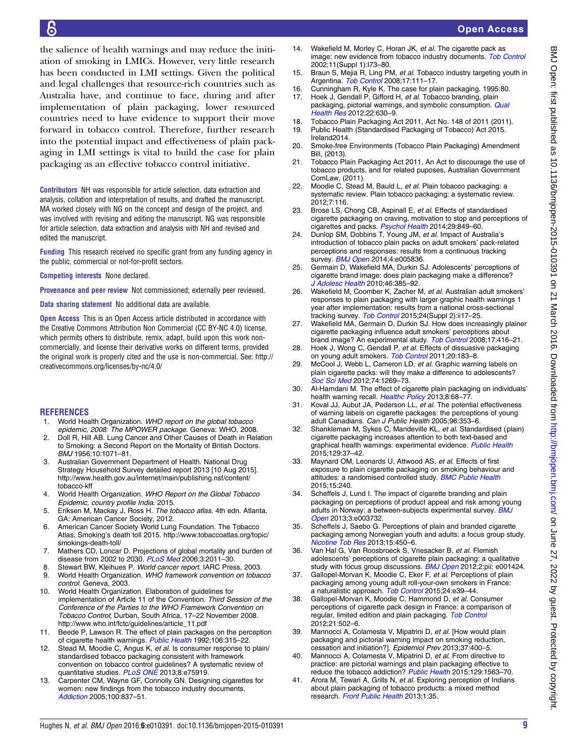the salience of health warnings and may reduce the initiation of smoking in LMICs. However, very little research has been conducted in LMI settings. Given the political and legal challenges that resource-rich countries such as Australia have, and continue to face, during and after implementation of plain packaging, lower resourced countries need to have evidence to support their move forward in tobacco control. Therefore, further research into the potential impact and effectiveness of plain packaging in LMI settings is vital to build the case for plain packaging as an effective tobacco control initiative.

**Contributors** NH was responsible for article selection, data extraction and analysis, collation and interpretation of results, and drafted the manuscript. MA worked closely with NG on the concept and design of the project, and was involved with revising and editing the manuscript. NG was responsible for article selection, data extraction and analysis with NH and revised and edited the manuscript.

**Funding** This research received no specific grant from any funding agency in the public, commercial or not-for-profit sectors.

**Competing interests** None declared.

**Provenance and peer review** Not commissioned; externally peer reviewed.

**Data sharing statement** No additional data are available.

**Open Access** This is an Open Access article distributed in accordance with the Creative Commons Attribution Non Commercial (CC BY-NC 4.0) license, which permits others to distribute, remix, adapt, build upon this work non-commercially, and license their derivative works on different terms, provided the original work is properly cited and the use is non-commercial. See: http://creativecommons.org/licenses/by-nc/4.0/

## REFERENCES

1. World Health Organization. *WHO report on the global tobacco epidemic, 2008: The MPOWER package*. Geneva: WHO, 2008.
2. Doll R, Hill AB. Lung Cancer and Other Causes of Death in Relation to Smoking: a Second Report on the Mortality of British Doctors. *BMJ* 1956;10:1071–81.
3. Australian Government Department of Health. National Drug Strategy Household Survey detailed report 2013 [10 Aug 2015]. http://www.health.gov.au/internet/main/publishing.nsf/content/tobacco-kff
4. World Health Organization. *WHO Report on the Global Tobacco Epidemic, country profile India*. 2015.
5. Eriksen M, Mackay J, Ross H. *The tobacco atlas*. 4th edn. Atlanta, GA: American Cancer Society, 2012.
6. American Cancer Society World Lung Foundation. The Tobacco Atlas, Smoking's death toll 2015. http://www.tobaccoatlas.org/topic/smokings-death-toll/
7. Mathers CD, Loncar D. Projections of global mortality and burden of disease from 2002 to 2030. *PLoS Med* 2006;3:2011–30.
8. Stewart BW, Kleihues P. *World cancer report*. IARC Press, 2003.
9. World Health Organization. *WHO framework convention on tobacco control*. Geneva, 2003.
10. World Health Organization. Elaboration of guidelines for implementation of Article 11 of the Convention. *Third Session of the Conference of the Parties to the WHO Framework Convention on Tobacco Control*; Durban, South Africa, 17–22 November 2008. http://www.who.int/fctc/guidelines/article_11.pdf
11. Beede P, Lawson R. The effect of plain packages on the perception of cigarette health warnings. *Public Health* 1992;106:315–22.
12. Stead M, Moodie C, Angus K, et al. Is consumer response to plain/standardised tobacco packaging consistent with framework convention on tobacco control guidelines? A systematic review of quantitative studies. *PLoS ONE* 2013;8:e75919.
13. Carpenter CM, Wayne GF, Connolly GN. Designing cigarettes for women: new findings from the tobacco industry documents. *Addiction* 2005;100:837–51.
14. Wakefield M, Morley C, Horan JK, *et al*. The cigarette pack as image: new evidence from tobacco industry documents. *Tob Control* 2002;11(Suppl 1):I73–80.
15. Braun S, Mejia R, Ling PM, *et al*. Tobacco industry targeting youth in Argentina. *Tob Control* 2008;17:111–17.
16. Cunningham R, Kyle K. The case for plain packaging. 1995:80.
17. Hoek J, Gendall P, Gifford H, *et al*. Tobacco branding, plain packaging, pictorial warnings, and symbolic consumption. *Qual Health Res* 2012;22:630–9.
18. Tobacco Plain Packaging Act 2011, Act No. 148 of 2011 (2011).
19. Public Health (Standardised Packaging of Tobacco) Act 2015. Ireland2014.
20. Smoke-free Environments (Tobacco Plain Packaging) Amendment Bill, (2013).
21. Tobacco Plain Packaging Act 2011, An Act to discourage the use of tobacco products, and for related puposes, Australian Government ComLaw, (2011).
22. Moodie C, Stead M, Bauld L, *et al*. Plain tobacco packaging: a systematic review. Plain tobacco packaging: a systematic review. 2012;7:116.
23. Brose LS, Chong CB, Aspinall E, *et al*. Effects of standardised cigarette packaging on craving, motivation to stop and perceptions of cigarettes and packs. *Psychol Health* 2014;29:849–60.
24. Dunlop SM, Dobbins T, Young JM, *et al*. Impact of Australia's introduction of tobacco plain packs on adult smokers' pack-related perceptions and responses: results from a continuous tracking survey. *BMJ Open* 2014;4:e005836.
25. Germain D, Wakefield MA, Durkin SJ. Adolescents' perceptions of cigarette brand image: does plain packaging make a difference? *J Adolesc Health* 2010;46:385–92.
26. Wakefield M, Coomber K, Zacher M, *et al*. Australian adult smokers' responses to plain packaging with larger graphic health warnings 1 year after implementation: results from a national cross-sectional tracking survey. *Tob Control* 2015;24(Suppl 2):ii17–25.
27. Wakefield MA, Germain D, Durkin SJ. How does increasingly plainer cigarette packaging influence adult smokers' perceptions about brand image? An experimental study. *Tob Control* 2008;17:416–21.
28. Hoek J, Wong C, Gendall P, *et al*. Effects of dissuasive packaging on young adult smokers. *Tob Control* 2011;20:183–8.
29. McCool J, Webb L, Cameron LD, *et al*. Graphic warning labels on plain cigarette packs: will they make a difference to adolescents? *Soc Sci Med* 2012;74:1269–73.
30. Al-Hamdani M. The effect of cigarette plain packaging on individuals' health warning recall. *Healthc Policy* 2013;8:68–77.
31. Koval JJ, Aubut JA, Pederson LL, *et al*. The potential effectiveness of warning labels on cigarette packages: the perceptions of young adult Canadians. *Can J Public Health* 2005;96:353–6.
32. Shankleman M, Sykes C, Mandeville KL, *et al*. Standardised (plain) cigarette packaging increases attention to both text-based and graphical health warnings: experimental evidence. *Public Health* 2015;129:37–42.
33. Maynard OM, Leonards U, Attwood AS, *et al*. Effects of first exposure to plain cigarette packaging on smoking behaviour and attitudes: a randomised controlled study. *BMC Public Health* 2015;15:240.
34. Scheffels J, Lund I. The impact of cigarette branding and plain packaging on perceptions of product appeal and risk among young adults in Norway: a between-subjects experimental survey. *BMJ Open* 2013;3:e003732.
35. Scheffels J, Saebo G. Perceptions of plain and branded cigarette packaging among Norwegian youth and adults: a focus group study. *Nicotine Tob Res* 2013;15:450–6.
36. Van Hal G, Van Roosbroeck S, Vriesacker B, *et al*. Flemish adolescents' perceptions of cigarette plain packaging: a qualitative study with focus group discussions. *BMJ Open* 2012;2:pii: e001424.
37. Gallopel-Morvan K, Moodie C, Eker F, *et al*. Perceptions of plain packaging among young adult roll-your-own smokers in France: a naturalistic approach. *Tob Control* 2015;24:e39–44.
38. Gallopel-Morvan K, Moodie C, Hammond D, *et al*. Consumer perceptions of cigarette pack design in France: a comparison of regular, limited edition and plain packaging. *Tob Control* 2012;21:502–6.
39. Mannocci A, Colamesta V, Mipatrini D, *et al*. [How would plain packaging and pictorial warning impact on smoking reduction, cessation and initiation?]. *Epidemiol Prev* 2013;37:400–5.
40. Mannocci A, Colamesta V, Mipatrini D, *et al*. From directive to practice: are pictorial warnings and plain packaging effective to reduce the tobacco addiction? *Public Health* 2015;129:1563–70.
41. Arora M, Tewari A, Grills N, *et al*. Exploring perception of Indians about plain packaging of tobacco products: a mixed method research. *Front Public Health* 2013;1:35.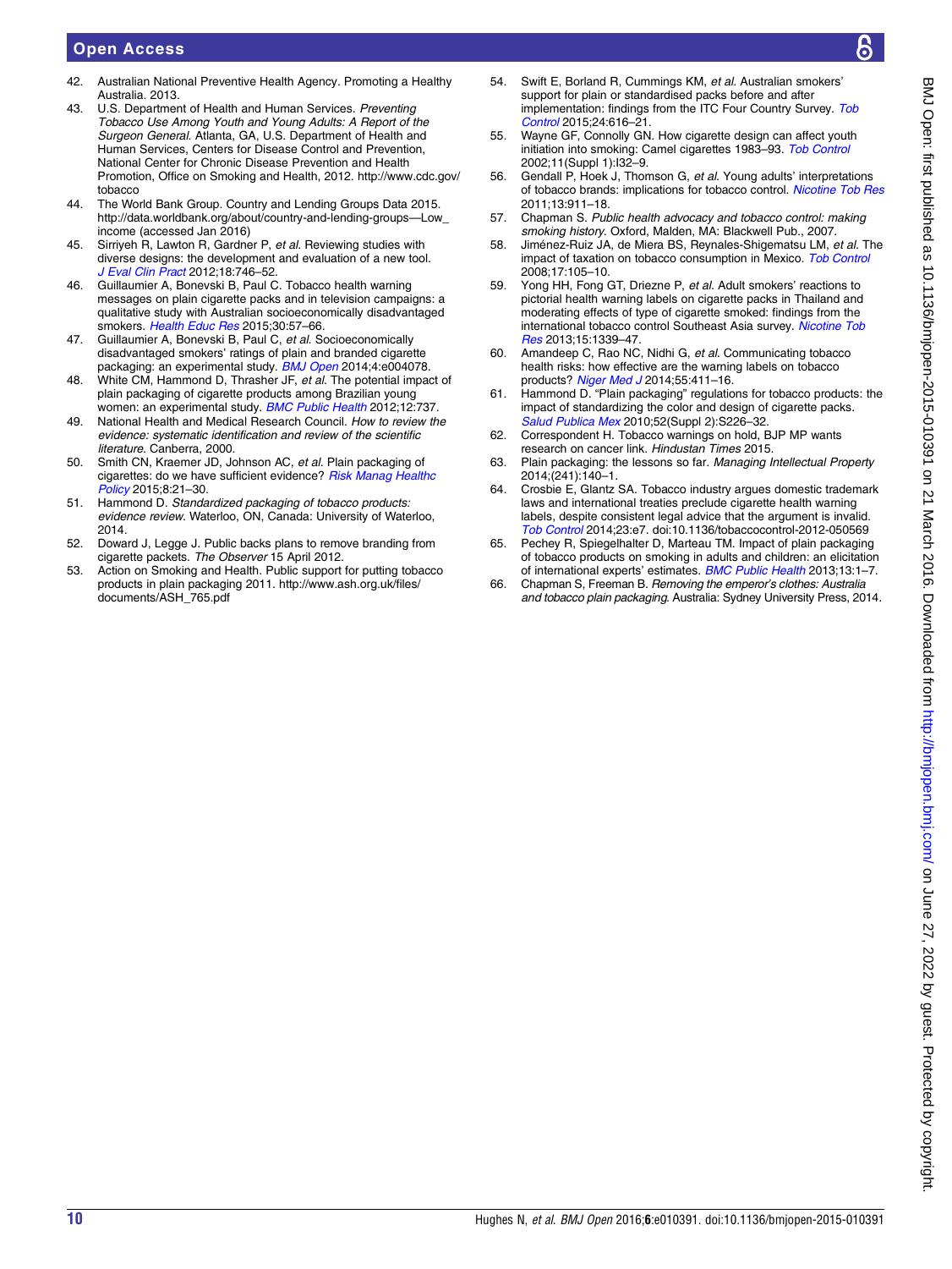42. Australian National Preventive Health Agency. Promoting a Healthy Australia. 2013.
43. U.S. Department of Health and Human Services. *Preventing Tobacco Use Among Youth and Young Adults: A Report of the Surgeon General*. Atlanta, GA, U.S. Department of Health and Human Services, Centers for Disease Control and Prevention, National Center for Chronic Disease Prevention and Health Promotion, Office on Smoking and Health, 2012. http://www.cdc.gov/tobacco
44. The World Bank Group. Country and Lending Groups Data 2015. http://data.worldbank.org/about/country-and-lending-groups—Low_income (accessed Jan 2016)
45. Sirriyeh R, Lawton R, Gardner P, *et al*. Reviewing studies with diverse designs: the development and evaluation of a new tool. *J Eval Clin Pract* 2012;18:746–52.
46. Guillaumier A, Bonevski B, Paul C. Tobacco health warning messages on plain cigarette packs and in television campaigns: a qualitative study with Australian socioeconomically disadvantaged smokers. *Health Educ Res* 2015;30:57–66.
47. Guillaumier A, Bonevski B, Paul C, *et al*. Socioeconomically disadvantaged smokers' ratings of plain and branded cigarette packaging: an experimental study. *BMJ Open* 2014;4:e004078.
48. White CM, Hammond D, Thrasher JF, *et al*. The potential impact of plain packaging of cigarette products among Brazilian young women: an experimental study. *BMC Public Health* 2012;12:737.
49. National Health and Medical Research Council. *How to review the evidence: systematic identification and review of the scientific literature*. Canberra, 2000.
50. Smith CN, Kraemer JD, Johnson AC, *et al*. Plain packaging of cigarettes: do we have sufficient evidence? *Risk Manag Healthc Policy* 2015;8:21–30.
51. Hammond D. *Standardized packaging of tobacco products: evidence review*. Waterloo, ON, Canada: University of Waterloo, 2014.
52. Doward J, Legge J. Public backs plans to remove branding from cigarette packets. *The Observer* 15 April 2012.
53. Action on Smoking and Health. Public support for putting tobacco products in plain packaging 2011. http://www.ash.org.uk/files/documents/ASH_765.pdf
54. Swift E, Borland R, Cummings KM, *et al*. Australian smokers' support for plain or standardised packs before and after implementation: findings from the ITC Four Country Survey. *Tob Control* 2015;24:616–21.
55. Wayne GF, Connolly GN. How cigarette design can affect youth initiation into smoking: Camel cigarettes 1983–93. *Tob Control* 2002;11(Suppl 1):I32–9.
56. Gendall P, Hoek J, Thomson G, *et al*. Young adults' interpretations of tobacco brands: implications for tobacco control. *Nicotine Tob Res* 2011;13:911–18.
57. Chapman S. *Public health advocacy and tobacco control: making smoking history*. Oxford, Malden, MA: Blackwell Pub., 2007.
58. Jiménez-Ruiz JA, de Miera BS, Reynales-Shigematsu LM, *et al*. The impact of taxation on tobacco consumption in Mexico. *Tob Control* 2008;17:105–10.
59. Yong HH, Fong GT, Driezne P, *et al*. Adult smokers' reactions to pictorial health warning labels on cigarette packs in Thailand and moderating effects of type of cigarette smoked: findings from the international tobacco control Southeast Asia survey. *Nicotine Tob Res* 2013;15:1339–47.
60. Amandeep C, Rao NC, Nidhi G, *et al*. Communicating tobacco health risks: how effective are the warning labels on tobacco products? *Niger Med J* 2014;55:411–16.
61. Hammond D. "Plain packaging" regulations for tobacco products: the impact of standardizing the color and design of cigarette packs. *Salud Publica Mex* 2010;52(Suppl 2):S226–32.
62. Correspondent H. Tobacco warnings on hold, BJP MP wants research on cancer link. *Hindustan Times* 2015.
63. Plain packaging: the lessons so far. *Managing Intellectual Property* 2014;(241):140–1.
64. Crosbie E, Glantz SA. Tobacco industry argues domestic trademark laws and international treaties preclude cigarette health warning labels, despite consistent legal advice that the argument is invalid. *Tob Control* 2014;23:e7. doi:10.1136/tobaccocontrol-2012-050569
65. Pechey R, Spiegelhalter D, Marteau TM. Impact of plain packaging of tobacco products on smoking in adults and children: an elicitation of international experts' estimates. *BMC Public Health* 2013;13:1–7.
66. Chapman S, Freeman B. *Removing the emperor's clothes: Australia and tobacco plain packaging*. Australia: Sydney University Press, 2014.